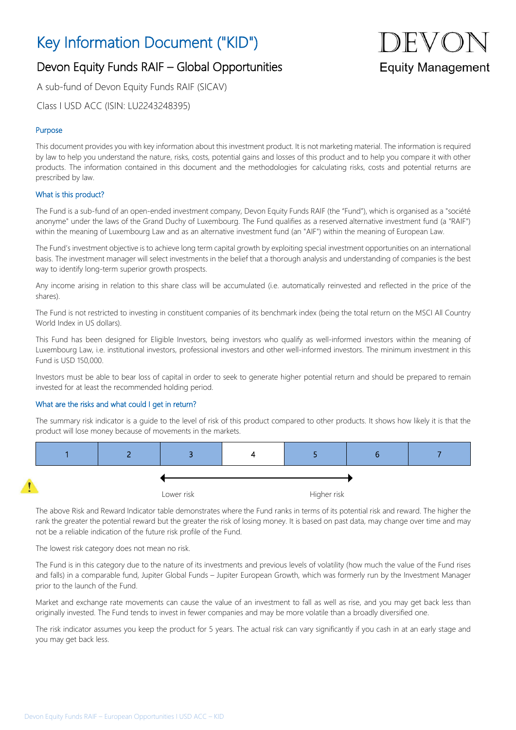# Key Information Document ("KID")

DEVON
Equity Management

## Devon Equity Funds RAIF – Global Opportunities

A sub-fund of Devon Equity Funds RAIF (SICAV)

Class I USD ACC (ISIN: LU2243248395)

### Purpose

This document provides you with key information about this investment product. It is not marketing material. The information is required by law to help you understand the nature, risks, costs, potential gains and losses of this product and to help you compare it with other products. The information contained in this document and the methodologies for calculating risks, costs and potential returns are prescribed by law.

### What is this product?

The Fund is a sub-fund of an open-ended investment company, Devon Equity Funds RAIF (the "Fund"), which is organised as a "société anonyme" under the laws of the Grand Duchy of Luxembourg. The Fund qualifies as a reserved alternative investment fund (a "RAIF") within the meaning of Luxembourg Law and as an alternative investment fund (an "AIF") within the meaning of European Law.

The Fund's investment objective is to achieve long term capital growth by exploiting special investment opportunities on an international basis. The investment manager will select investments in the belief that a thorough analysis and understanding of companies is the best way to identify long-term superior growth prospects.

Any income arising in relation to this share class will be accumulated (i.e. automatically reinvested and reflected in the price of the shares).

The Fund is not restricted to investing in constituent companies of its benchmark index (being the total return on the MSCI All Country World Index in US dollars).

This Fund has been designed for Eligible Investors, being investors who qualify as well-informed investors within the meaning of Luxembourg Law, i.e. institutional investors, professional investors and other well-informed investors. The minimum investment in this Fund is USD 150,000.

Investors must be able to bear loss of capital in order to seek to generate higher potential return and should be prepared to remain invested for at least the recommended holding period.

### What are the risks and what could I get in return?

The summary risk indicator is a guide to the level of risk of this product compared to other products. It shows how likely it is that the product will lose money because of movements in the markets.

| 1 | 2 | 3 | 4 | 5 | 6 | 7 |
|---|---|---|---|---|---|---|

Lower risk ←→ Higher risk

The above Risk and Reward Indicator table demonstrates where the Fund ranks in terms of its potential risk and reward. The higher the rank the greater the potential reward but the greater the risk of losing money. It is based on past data, may change over time and may not be a reliable indication of the future risk profile of the Fund.

The lowest risk category does not mean no risk.

The Fund is in this category due to the nature of its investments and previous levels of volatility (how much the value of the Fund rises and falls) in a comparable fund, Jupiter Global Funds – Jupiter European Growth, which was formerly run by the Investment Manager prior to the launch of the Fund.

Market and exchange rate movements can cause the value of an investment to fall as well as rise, and you may get back less than originally invested. The Fund tends to invest in fewer companies and may be more volatile than a broadly diversified one.

The risk indicator assumes you keep the product for 5 years. The actual risk can vary significantly if you cash in at an early stage and you may get back less.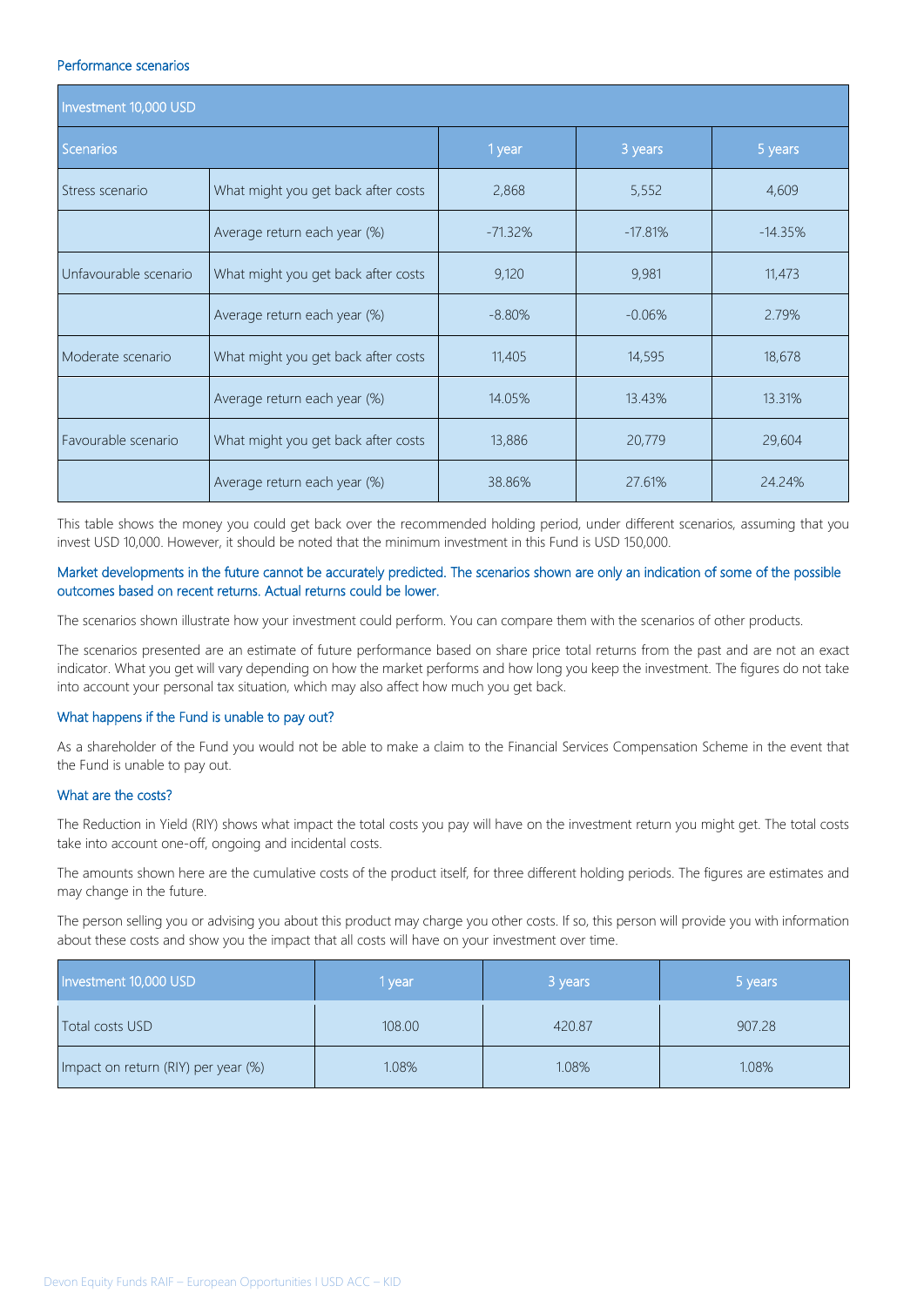### Performance scenarios

| Investment 10,000 USD | | | | |
|---|---|---|---|---|
| Scenarios | | 1 year | 3 years | 5 years |
| Stress scenario | What might you get back after costs | 2,868 | 5,552 | 4,609 |
| | Average return each year (%) | -71.32% | -17.81% | -14.35% |
| Unfavourable scenario | What might you get back after costs | 9,120 | 9,981 | 11,473 |
| | Average return each year (%) | -8.80% | -0.06% | 2.79% |
| Moderate scenario | What might you get back after costs | 11,405 | 14,595 | 18,678 |
| | Average return each year (%) | 14.05% | 13.43% | 13.31% |
| Favourable scenario | What might you get back after costs | 13,886 | 20,779 | 29,604 |
| | Average return each year (%) | 38.86% | 27.61% | 24.24% |

This table shows the money you could get back over the recommended holding period, under different scenarios, assuming that you invest USD 10,000. However, it should be noted that the minimum investment in this Fund is USD 150,000.

Market developments in the future cannot be accurately predicted. The scenarios shown are only an indication of some of the possible outcomes based on recent returns. Actual returns could be lower.

The scenarios shown illustrate how your investment could perform. You can compare them with the scenarios of other products.

The scenarios presented are an estimate of future performance based on share price total returns from the past and are not an exact indicator. What you get will vary depending on how the market performs and how long you keep the investment. The figures do not take into account your personal tax situation, which may also affect how much you get back.

### What happens if the Fund is unable to pay out?

As a shareholder of the Fund you would not be able to make a claim to the Financial Services Compensation Scheme in the event that the Fund is unable to pay out.

### What are the costs?

The Reduction in Yield (RIY) shows what impact the total costs you pay will have on the investment return you might get. The total costs take into account one-off, ongoing and incidental costs.

The amounts shown here are the cumulative costs of the product itself, for three different holding periods. The figures are estimates and may change in the future.

The person selling you or advising you about this product may charge you other costs. If so, this person will provide you with information about these costs and show you the impact that all costs will have on your investment over time.

| Investment 10,000 USD | 1 year | 3 years | 5 years |
|---|---|---|---|
| Total costs USD | 108.00 | 420.87 | 907.28 |
| Impact on return (RIY) per year (%) | 1.08% | 1.08% | 1.08% |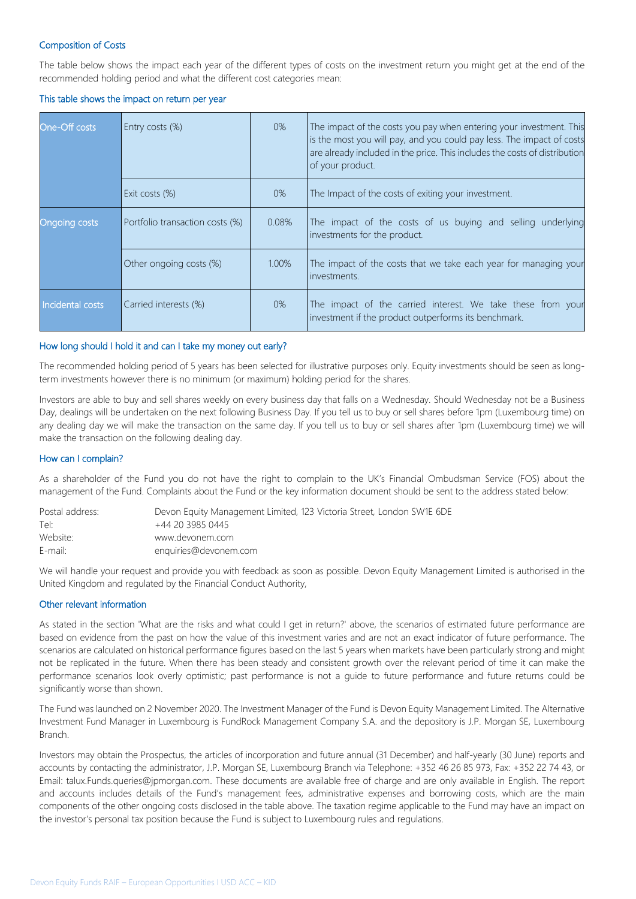### Composition of Costs

The table below shows the impact each year of the different types of costs on the investment return you might get at the end of the recommended holding period and what the different cost categories mean:

#### This table shows the impact on return per year

| | | | |
|---|---|---|---|
| One-Off costs | Entry costs (%) | 0% | The impact of the costs you pay when entering your investment. This is the most you will pay, and you could pay less. The impact of costs are already included in the price. This includes the costs of distribution of your product. |
| | Exit costs (%) | 0% | The Impact of the costs of exiting your investment. |
| Ongoing costs | Portfolio transaction costs (%) | 0.08% | The impact of the costs of us buying and selling underlying investments for the product. |
| | Other ongoing costs (%) | 1.00% | The impact of the costs that we take each year for managing your investments. |
| Incidental costs | Carried interests (%) | 0% | The impact of the carried interest. We take these from your investment if the product outperforms its benchmark. |

### How long should I hold it and can I take my money out early?

The recommended holding period of 5 years has been selected for illustrative purposes only. Equity investments should be seen as long-term investments however there is no minimum (or maximum) holding period for the shares.

Investors are able to buy and sell shares weekly on every business day that falls on a Wednesday. Should Wednesday not be a Business Day, dealings will be undertaken on the next following Business Day. If you tell us to buy or sell shares before 1pm (Luxembourg time) on any dealing day we will make the transaction on the same day. If you tell us to buy or sell shares after 1pm (Luxembourg time) we will make the transaction on the following dealing day.

### How can I complain?

As a shareholder of the Fund you do not have the right to complain to the UK's Financial Ombudsman Service (FOS) about the management of the Fund. Complaints about the Fund or the key information document should be sent to the address stated below:

| | |
|---|---|
| Postal address: | Devon Equity Management Limited, 123 Victoria Street, London SW1E 6DE |
| Tel: | +44 20 3985 0445 |
| Website: | www.devonem.com |
| E-mail: | enquiries@devonem.com |

We will handle your request and provide you with feedback as soon as possible. Devon Equity Management Limited is authorised in the United Kingdom and regulated by the Financial Conduct Authority,

### Other relevant information

As stated in the section 'What are the risks and what could I get in return?' above, the scenarios of estimated future performance are based on evidence from the past on how the value of this investment varies and are not an exact indicator of future performance. The scenarios are calculated on historical performance figures based on the last 5 years when markets have been particularly strong and might not be replicated in the future. When there has been steady and consistent growth over the relevant period of time it can make the performance scenarios look overly optimistic; past performance is not a guide to future performance and future returns could be significantly worse than shown.

The Fund was launched on 2 November 2020. The Investment Manager of the Fund is Devon Equity Management Limited. The Alternative Investment Fund Manager in Luxembourg is FundRock Management Company S.A. and the depository is J.P. Morgan SE, Luxembourg Branch.

Investors may obtain the Prospectus, the articles of incorporation and future annual (31 December) and half-yearly (30 June) reports and accounts by contacting the administrator, J.P. Morgan SE, Luxembourg Branch via Telephone: +352 46 26 85 973, Fax: +352 22 74 43, or Email: talux.Funds.queries@jpmorgan.com. These documents are available free of charge and are only available in English. The report and accounts includes details of the Fund's management fees, administrative expenses and borrowing costs, which are the main components of the other ongoing costs disclosed in the table above. The taxation regime applicable to the Fund may have an impact on the investor's personal tax position because the Fund is subject to Luxembourg rules and regulations.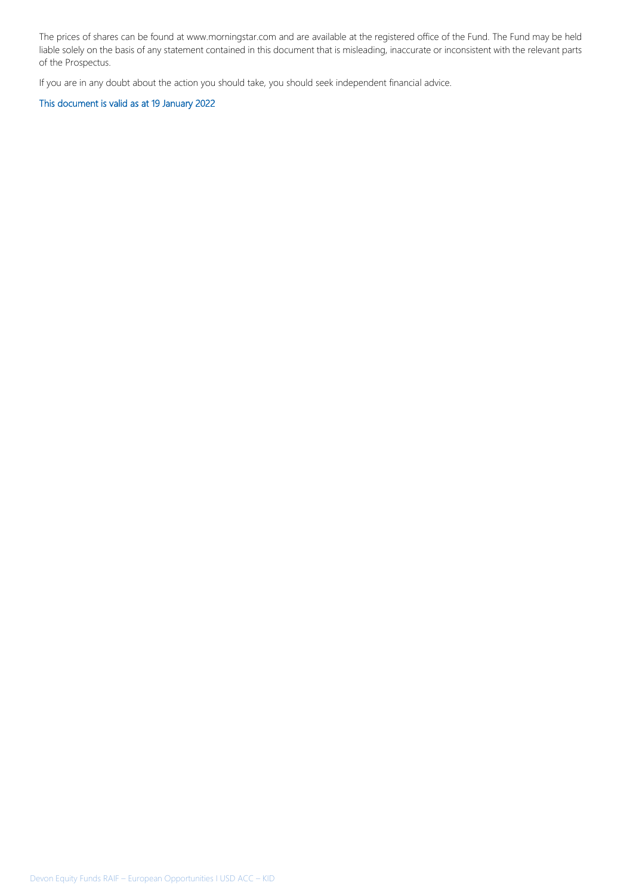The prices of shares can be found at www.morningstar.com and are available at the registered office of the Fund. The Fund may be held liable solely on the basis of any statement contained in this document that is misleading, inaccurate or inconsistent with the relevant parts of the Prospectus.

If you are in any doubt about the action you should take, you should seek independent financial advice.

This document is valid as at 19 January 2022